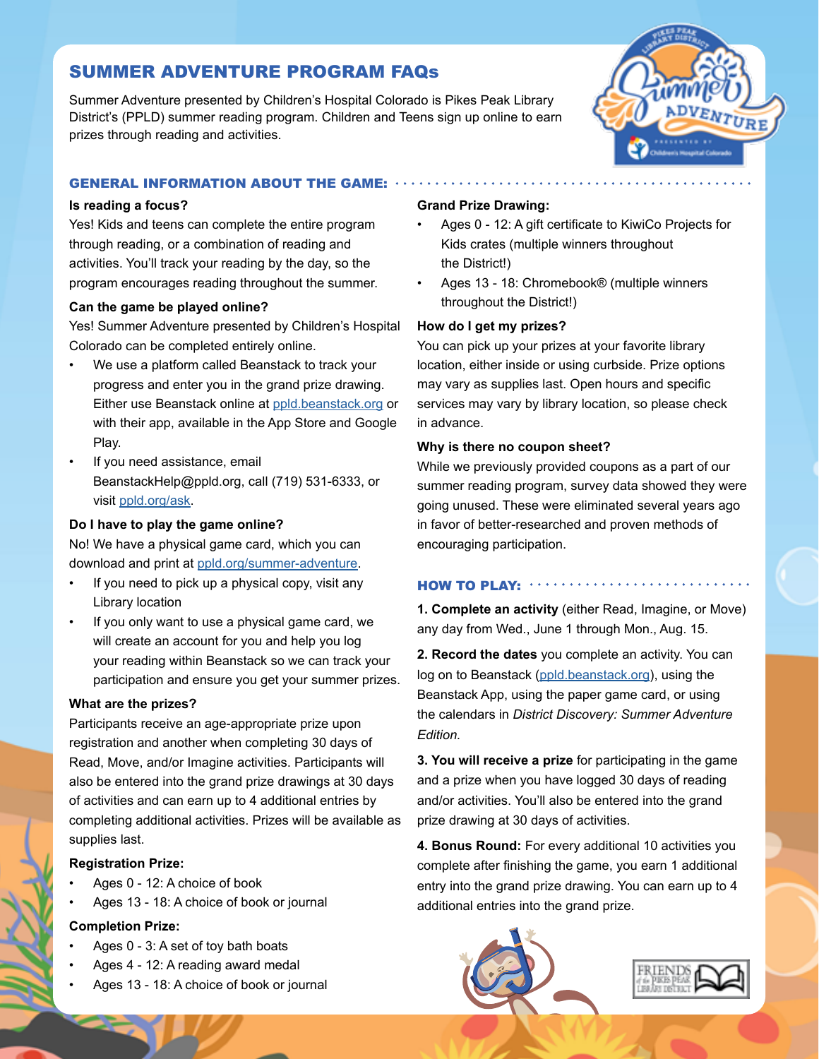# SUMMER ADVENTURE PROGRAM FAQs

Summer Adventure presented by Children's Hospital Colorado is Pikes Peak Library District's (PPLD) summer reading program. Children and Teens sign up online to earn prizes through reading and activities.

## GENERAL INFORMATION ABOUT THE GAME:

**Is reading a focus?**

Yes! Kids and teens can complete the entire program through reading, or a combination of reading and activities. You'll track your reading by the day, so the program encourages reading throughout the summer.

**Can the game be played online?**

Yes! Summer Adventure presented by Children's Hospital Colorado can be completed entirely online.

- We use a platform called Beanstack to track your progress and enter you in the grand prize drawing. Either use Beanstack online at ppld.beanstack.org or with their app, available in the App Store and Google Play.
- If you need assistance, email BeanstackHelp@ppld.org, call (719) 531-6333, or visit ppld.org/ask.

**Do I have to play the game online?**

No! We have a physical game card, which you can download and print at ppld.org/summer-adventure.

- If you need to pick up a physical copy, visit any Library location
- If you only want to use a physical game card, we will create an account for you and help you log your reading within Beanstack so we can track your participation and ensure you get your summer prizes.

**What are the prizes?**

Participants receive an age-appropriate prize upon registration and another when completing 30 days of Read, Move, and/or Imagine activities. Participants will also be entered into the grand prize drawings at 30 days of activities and can earn up to 4 additional entries by completing additional activities. Prizes will be available as supplies last.

**Registration Prize:**

- Ages 0 - 12: A choice of book
- Ages 13 - 18: A choice of book or journal

**Completion Prize:**

- Ages 0 - 3: A set of toy bath boats
- Ages 4 - 12: A reading award medal
- Ages 13 - 18: A choice of book or journal

**Grand Prize Drawing:**

- Ages 0 - 12: A gift certificate to KiwiCo Projects for Kids crates (multiple winners throughout the District!)
- Ages 13 - 18: Chromebook® (multiple winners throughout the District!)

**How do I get my prizes?**

You can pick up your prizes at your favorite library location, either inside or using curbside. Prize options may vary as supplies last. Open hours and specific services may vary by library location, so please check in advance.

**Why is there no coupon sheet?**

While we previously provided coupons as a part of our summer reading program, survey data showed they were going unused. These were eliminated several years ago in favor of better-researched and proven methods of encouraging participation.

## HOW TO PLAY:

**1. Complete an activity** (either Read, Imagine, or Move) any day from Wed., June 1 through Mon., Aug. 15.

**2. Record the dates** you complete an activity. You can log on to Beanstack (ppld.beanstack.org), using the Beanstack App, using the paper game card, or using the calendars in *District Discovery: Summer Adventure Edition.*

**3. You will receive a prize** for participating in the game and a prize when you have logged 30 days of reading and/or activities. You'll also be entered into the grand prize drawing at 30 days of activities.

**4. Bonus Round:** For every additional 10 activities you complete after finishing the game, you earn 1 additional entry into the grand prize drawing. You can earn up to 4 additional entries into the grand prize.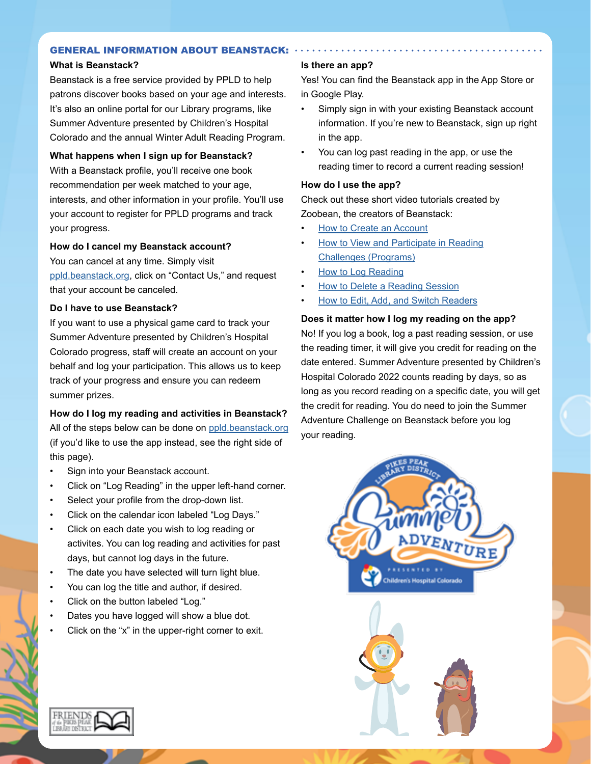## GENERAL INFORMATION ABOUT BEANSTACK:

**What is Beanstack?**

Beanstack is a free service provided by PPLD to help patrons discover books based on your age and interests. It's also an online portal for our Library programs, like Summer Adventure presented by Children's Hospital Colorado and the annual Winter Adult Reading Program.

**What happens when I sign up for Beanstack?**

With a Beanstack profile, you'll receive one book recommendation per week matched to your age, interests, and other information in your profile. You'll use your account to register for PPLD programs and track your progress.

**How do I cancel my Beanstack account?**

You can cancel at any time. Simply visit ppld.beanstack.org, click on "Contact Us," and request that your account be canceled.

**Do I have to use Beanstack?**

If you want to use a physical game card to track your Summer Adventure presented by Children's Hospital Colorado progress, staff will create an account on your behalf and log your participation. This allows us to keep track of your progress and ensure you can redeem summer prizes.

**How do I log my reading and activities in Beanstack?**

All of the steps below can be done on ppld.beanstack.org (if you'd like to use the app instead, see the right side of this page).

- Sign into your Beanstack account.
- Click on "Log Reading" in the upper left-hand corner.
- Select your profile from the drop-down list.
- Click on the calendar icon labeled "Log Days."
- Click on each date you wish to log reading or activites. You can log reading and activities for past days, but cannot log days in the future.
- The date you have selected will turn light blue.
- You can log the title and author, if desired.
- Click on the button labeled "Log."
- Dates you have logged will show a blue dot.
- Click on the "x" in the upper-right corner to exit.

**Is there an app?**

Yes! You can find the Beanstack app in the App Store or in Google Play.

- Simply sign in with your existing Beanstack account information. If you're new to Beanstack, sign up right in the app.
- You can log past reading in the app, or use the reading timer to record a current reading session!

**How do I use the app?**

Check out these short video tutorials created by Zoobean, the creators of Beanstack:

- How to Create an Account
- How to View and Participate in Reading Challenges (Programs)
- How to Log Reading
- How to Delete a Reading Session
- How to Edit, Add, and Switch Readers

**Does it matter how I log my reading on the app?**

No! If you log a book, log a past reading session, or use the reading timer, it will give you credit for reading on the date entered. Summer Adventure presented by Children's Hospital Colorado 2022 counts reading by days, so as long as you record reading on a specific date, you will get the credit for reading. You do need to join the Summer Adventure Challenge on Beanstack before you log your reading.